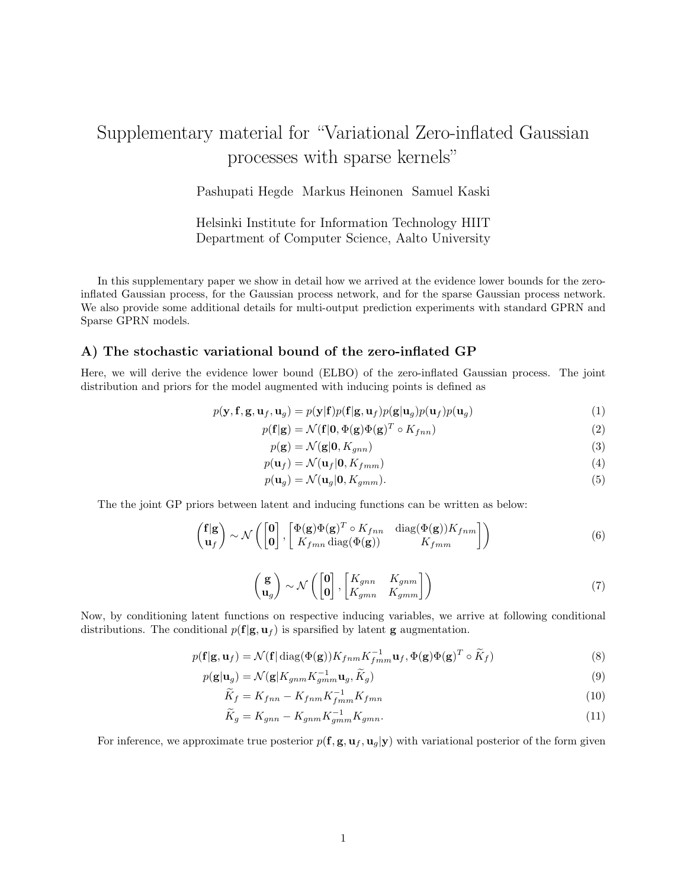# Supplementary material for "Variational Zero-inflated Gaussian processes with sparse kernels"

Pashupati Hegde Markus Heinonen Samuel Kaski

Helsinki Institute for Information Technology HIIT
Department of Computer Science, Aalto University

In this supplementary paper we show in detail how we arrived at the evidence lower bounds for the zero-inflated Gaussian process, for the Gaussian process network, and for the sparse Gaussian process network. We also provide some additional details for multi-output prediction experiments with standard GPRN and Sparse GPRN models.

### A) The stochastic variational bound of the zero-inflated GP

Here, we will derive the evidence lower bound (ELBO) of the zero-inflated Gaussian process. The joint distribution and priors for the model augmented with inducing points is defined as

$$p(\mathbf{y}, \mathbf{f}, \mathbf{g}, \mathbf{u}_f, \mathbf{u}_g) = p(\mathbf{y}|\mathbf{f})p(\mathbf{f}|\mathbf{g}, \mathbf{u}_f)p(\mathbf{g}|\mathbf{u}_g)p(\mathbf{u}_f)p(\mathbf{u}_g) \tag{1}$$

$$p(\mathbf{f}|\mathbf{g}) = \mathcal{N}(\mathbf{f}|\mathbf{0}, \Phi(\mathbf{g})\Phi(\mathbf{g})^T \circ K_{fnn}) \tag{2}$$

$$p(\mathbf{g}) = \mathcal{N}(\mathbf{g}|\mathbf{0}, K_{gnn}) \tag{3}$$

$$p(\mathbf{u}_f) = \mathcal{N}(\mathbf{u}_f|\mathbf{0}, K_{fmm}) \tag{4}$$

$$p(\mathbf{u}_g) = \mathcal{N}(\mathbf{u}_g|\mathbf{0}, K_{gmm}). \tag{5}$$

The the joint GP priors between latent and inducing functions can be written as below:

$$\begin{pmatrix} \mathbf{f}|\mathbf{g} \\ \mathbf{u}_f \end{pmatrix} \sim \mathcal{N}\left( \begin{bmatrix} \mathbf{0} \\ \mathbf{0} \end{bmatrix}, \begin{bmatrix} \Phi(\mathbf{g})\Phi(\mathbf{g})^T \circ K_{fnn} & \operatorname{diag}(\Phi(\mathbf{g}))K_{fnm} \\ K_{fmn}\operatorname{diag}(\Phi(\mathbf{g})) & K_{fmm} \end{bmatrix} \right) \tag{6}$$

$$\begin{pmatrix} \mathbf{g} \\ \mathbf{u}_g \end{pmatrix} \sim \mathcal{N}\left( \begin{bmatrix} \mathbf{0} \\ \mathbf{0} \end{bmatrix}, \begin{bmatrix} K_{gnn} & K_{gnm} \\ K_{gmn} & K_{gmm} \end{bmatrix} \right) \tag{7}$$

Now, by conditioning latent functions on respective inducing variables, we arrive at following conditional distributions. The conditional $p(\mathbf{f}|\mathbf{g}, \mathbf{u}_f)$ is sparsified by latent $\mathbf{g}$ augmentation.

$$p(\mathbf{f}|\mathbf{g}, \mathbf{u}_f) = \mathcal{N}(\mathbf{f}|\operatorname{diag}(\Phi(\mathbf{g}))K_{fnm}K_{fmm}^{-1}\mathbf{u}_f, \Phi(\mathbf{g})\Phi(\mathbf{g})^T \circ \widetilde{K}_f) \tag{8}$$

$$p(\mathbf{g}|\mathbf{u}_g) = \mathcal{N}(\mathbf{g}|K_{gnm}K_{gmm}^{-1}\mathbf{u}_g, \widetilde{K}_g) \tag{9}$$

$$\widetilde{K}_f = K_{fnn} - K_{fnm}K_{fmm}^{-1}K_{fmn} \tag{10}$$

$$\widetilde{K}_g = K_{gnn} - K_{gnm}K_{gmm}^{-1}K_{gmn}. \tag{11}$$

For inference, we approximate true posterior $p(\mathbf{f}, \mathbf{g}, \mathbf{u}_f, \mathbf{u}_g|\mathbf{y})$ with variational posterior of the form given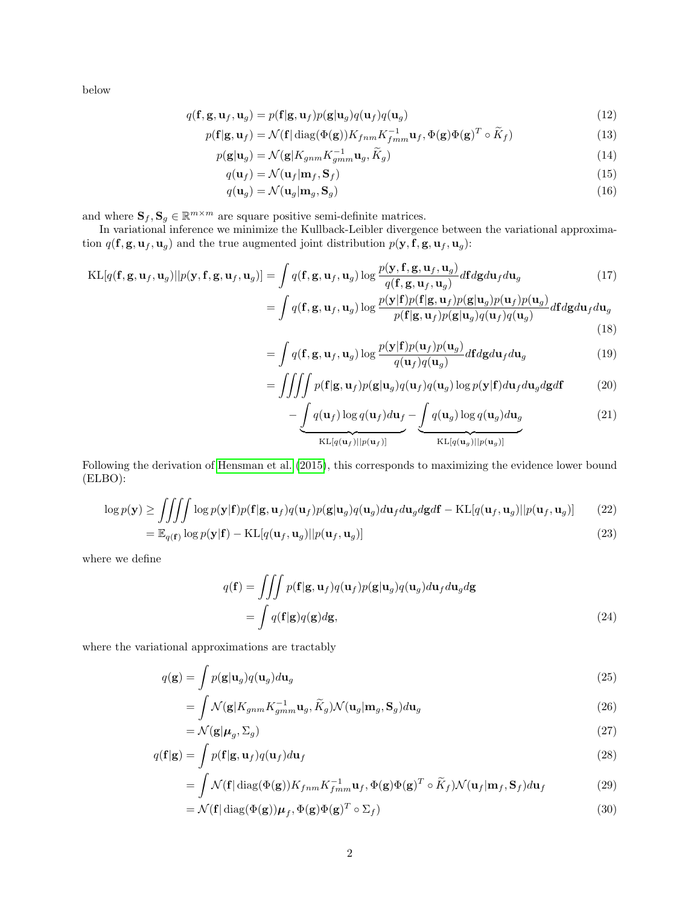below

$$
q(\mathbf{f}, \mathbf{g}, \mathbf{u}_f, \mathbf{u}_g) = p(\mathbf{f}|\mathbf{g}, \mathbf{u}_f) p(\mathbf{g}|\mathbf{u}_g) q(\mathbf{u}_f) q(\mathbf{u}_g) \tag{12}
$$

$$
p(\mathbf{f}|\mathbf{g}, \mathbf{u}_f) = \mathcal{N}(\mathbf{f}|\operatorname{diag}(\Phi(\mathbf{g})) K_{fnm} K_{fmm}^{-1} \mathbf{u}_f, \Phi(\mathbf{g})\Phi(\mathbf{g})^T \circ \widetilde{K}_f) \tag{13}
$$

$$
p(\mathbf{g}|\mathbf{u}_g) = \mathcal{N}(\mathbf{g}|K_{gnm} K_{gmm}^{-1} \mathbf{u}_g, \widetilde{K}_g) \tag{14}
$$

$$
q(\mathbf{u}_f) = \mathcal{N}(\mathbf{u}_f|\mathbf{m}_f, \mathbf{S}_f) \tag{15}
$$

$$
q(\mathbf{u}_g) = \mathcal{N}(\mathbf{u}_g|\mathbf{m}_g, \mathbf{S}_g) \tag{16}
$$

and where $\mathbf{S}_f, \mathbf{S}_g \in \mathbb{R}^{m \times m}$ are square positive semi-definite matrices.

In variational inference we minimize the Kullback-Leibler divergence between the variational approximation $q(\mathbf{f}, \mathbf{g}, \mathbf{u}_f, \mathbf{u}_g)$ and the true augmented joint distribution $p(\mathbf{y}, \mathbf{f}, \mathbf{g}, \mathbf{u}_f, \mathbf{u}_g)$:

$$
\mathrm{KL}[q(\mathbf{f}, \mathbf{g}, \mathbf{u}_f, \mathbf{u}_g)||p(\mathbf{y}, \mathbf{f}, \mathbf{g}, \mathbf{u}_f, \mathbf{u}_g)] = \int q(\mathbf{f}, \mathbf{g}, \mathbf{u}_f, \mathbf{u}_g) \log \frac{p(\mathbf{y}, \mathbf{f}, \mathbf{g}, \mathbf{u}_f, \mathbf{u}_g)}{q(\mathbf{f}, \mathbf{g}, \mathbf{u}_f, \mathbf{u}_g)} d\mathbf{f} d\mathbf{g} d\mathbf{u}_f d\mathbf{u}_g \tag{17}
$$

$$
= \int q(\mathbf{f}, \mathbf{g}, \mathbf{u}_f, \mathbf{u}_g) \log \frac{p(\mathbf{y}|\mathbf{f}) p(\mathbf{f}|\mathbf{g}, \mathbf{u}_f) p(\mathbf{g}|\mathbf{u}_g) p(\mathbf{u}_f) p(\mathbf{u}_g)}{p(\mathbf{f}|\mathbf{g}, \mathbf{u}_f) p(\mathbf{g}|\mathbf{u}_g) q(\mathbf{u}_f) q(\mathbf{u}_g)} d\mathbf{f} d\mathbf{g} d\mathbf{u}_f d\mathbf{u}_g \tag{18}
$$

$$
= \int q(\mathbf{f}, \mathbf{g}, \mathbf{u}_f, \mathbf{u}_g) \log \frac{p(\mathbf{y}|\mathbf{f}) p(\mathbf{u}_f) p(\mathbf{u}_g)}{q(\mathbf{u}_f) q(\mathbf{u}_g)} d\mathbf{f} d\mathbf{g} d\mathbf{u}_f d\mathbf{u}_g \tag{19}
$$

$$
= \iiiint p(\mathbf{f}|\mathbf{g}, \mathbf{u}_f) p(\mathbf{g}|\mathbf{u}_g) q(\mathbf{u}_f) q(\mathbf{u}_g) \log p(\mathbf{y}|\mathbf{f}) d\mathbf{u}_f d\mathbf{u}_g d\mathbf{g} d\mathbf{f} \tag{20}
$$

$$
- \underbrace{\int q(\mathbf{u}_f) \log q(\mathbf{u}_f) d\mathbf{u}_f}_{\mathrm{KL}[q(\mathbf{u}_f)||p(\mathbf{u}_f)]} - \underbrace{\int q(\mathbf{u}_g) \log q(\mathbf{u}_g) d\mathbf{u}_g}_{\mathrm{KL}[q(\mathbf{u}_g)||p(\mathbf{u}_g)]} \tag{21}
$$

Following the derivation of Hensman et al. (2015), this corresponds to maximizing the evidence lower bound (ELBO):

$$
\log p(\mathbf{y}) \geq \iiiint \log p(\mathbf{y}|\mathbf{f}) p(\mathbf{f}|\mathbf{g}, \mathbf{u}_f) q(\mathbf{u}_f) p(\mathbf{g}|\mathbf{u}_g) q(\mathbf{u}_g) d\mathbf{u}_f d\mathbf{u}_g d\mathbf{g} d\mathbf{f} - \mathrm{KL}[q(\mathbf{u}_f, \mathbf{u}_g)||p(\mathbf{u}_f, \mathbf{u}_g)] \tag{22}
$$

$$
= \mathbb{E}_{q(\mathbf{f})} \log p(\mathbf{y}|\mathbf{f}) - \mathrm{KL}[q(\mathbf{u}_f, \mathbf{u}_g)||p(\mathbf{u}_f, \mathbf{u}_g)] \tag{23}
$$

where we define

$$
q(\mathbf{f}) = \iiint p(\mathbf{f}|\mathbf{g}, \mathbf{u}_f) q(\mathbf{u}_f) p(\mathbf{g}|\mathbf{u}_g) q(\mathbf{u}_g) d\mathbf{u}_f d\mathbf{u}_g d\mathbf{g}
$$

$$
= \int q(\mathbf{f}|\mathbf{g}) q(\mathbf{g}) d\mathbf{g}, \tag{24}
$$

where the variational approximations are tractably

$$
q(\mathbf{g}) = \int p(\mathbf{g}|\mathbf{u}_g) q(\mathbf{u}_g) d\mathbf{u}_g \tag{25}
$$

$$
= \int \mathcal{N}(\mathbf{g}|K_{gnm} K_{gmm}^{-1} \mathbf{u}_g, \widetilde{K}_g) \mathcal{N}(\mathbf{u}_g|\mathbf{m}_g, \mathbf{S}_g) d\mathbf{u}_g \tag{26}
$$

$$
= \mathcal{N}(\mathbf{g}|\boldsymbol{\mu}_g, \Sigma_g) \tag{27}
$$

$$
q(\mathbf{f}|\mathbf{g}) = \int p(\mathbf{f}|\mathbf{g}, \mathbf{u}_f) q(\mathbf{u}_f) d\mathbf{u}_f \tag{28}
$$

$$
= \int \mathcal{N}(\mathbf{f}|\operatorname{diag}(\Phi(\mathbf{g})) K_{fnm} K_{fmm}^{-1} \mathbf{u}_f, \Phi(\mathbf{g})\Phi(\mathbf{g})^T \circ \widetilde{K}_f) \mathcal{N}(\mathbf{u}_f|\mathbf{m}_f, \mathbf{S}_f) d\mathbf{u}_f \tag{29}
$$

$$
= \mathcal{N}(\mathbf{f}|\operatorname{diag}(\Phi(\mathbf{g}))\boldsymbol{\mu}_f, \Phi(\mathbf{g})\Phi(\mathbf{g})^T \circ \Sigma_f) \tag{30}
$$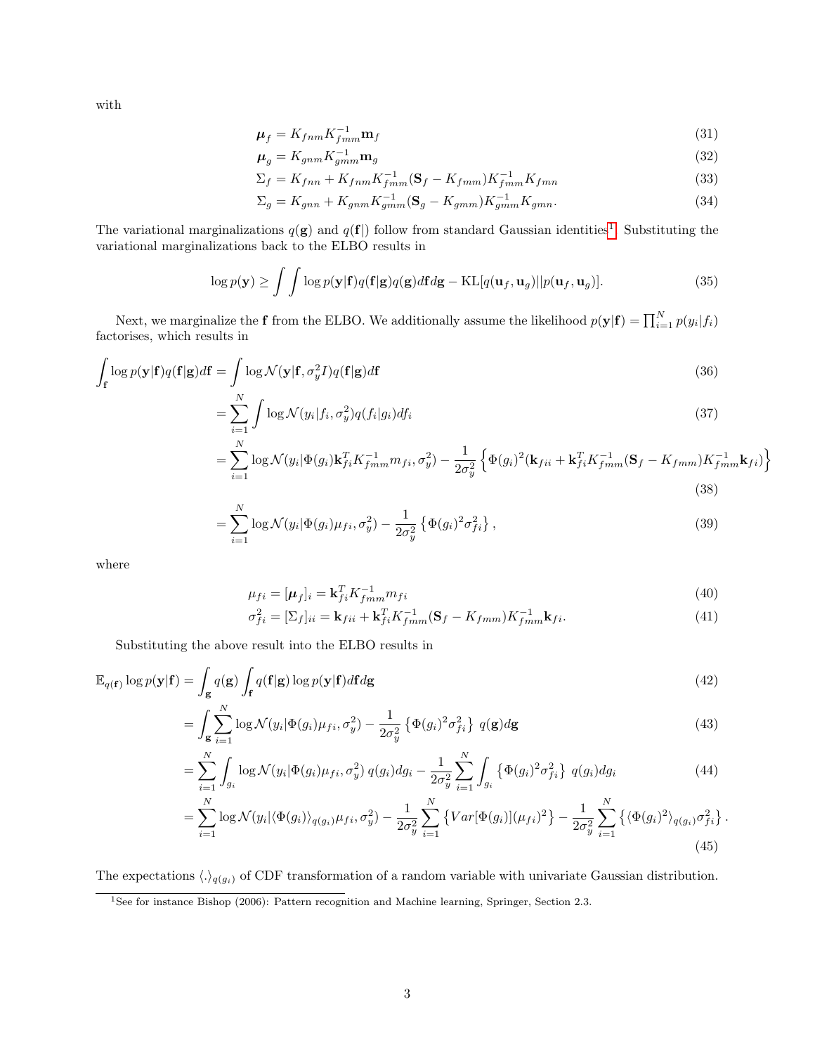with

$$\boldsymbol{\mu}_f = K_{fnm} K_{fmm}^{-1} \mathbf{m}_f \tag{31}$$

$$\boldsymbol{\mu}_g = K_{gnm} K_{gmm}^{-1} \mathbf{m}_g \tag{32}$$

$$\Sigma_f = K_{fnn} + K_{fnm} K_{fmm}^{-1} (\mathbf{S}_f - K_{fmm}) K_{fmm}^{-1} K_{fmn} \tag{33}$$

$$\Sigma_g = K_{gnn} + K_{gnm} K_{gmm}^{-1} (\mathbf{S}_g - K_{gmm}) K_{gmm}^{-1} K_{gmn}. \tag{34}$$

The variational marginalizations $q(\mathbf{g})$ and $q(\mathbf{f}|)$ follow from standard Gaussian identities[1]. Substituting the variational marginalizations back to the ELBO results in

$$\log p(\mathbf{y}) \geq \int \int \log p(\mathbf{y}|\mathbf{f}) q(\mathbf{f}|\mathbf{g}) q(\mathbf{g}) d\mathbf{f} d\mathbf{g} - \mathrm{KL}[q(\mathbf{u}_f, \mathbf{u}_g) || p(\mathbf{u}_f, \mathbf{u}_g)]. \tag{35}$$

Next, we marginalize the $\mathbf{f}$ from the ELBO. We additionally assume the likelihood $p(\mathbf{y}|\mathbf{f}) = \prod_{i=1}^N p(y_i|f_i)$ factorises, which results in

$$\int_{\mathbf{f}} \log p(\mathbf{y}|\mathbf{f}) q(\mathbf{f}|\mathbf{g}) d\mathbf{f} = \int \log \mathcal{N}(\mathbf{y}|\mathbf{f}, \sigma_y^2 I) q(\mathbf{f}|\mathbf{g}) d\mathbf{f} \tag{36}$$

$$= \sum_{i=1}^N \int \log \mathcal{N}(y_i|f_i, \sigma_y^2) q(f_i|g_i) df_i \tag{37}$$

$$= \sum_{i=1}^N \log \mathcal{N}(y_i|\Phi(g_i)\mathbf{k}_{fi}^T K_{fmm}^{-1} m_{fi}, \sigma_y^2) - \frac{1}{2\sigma_y^2} \left\{ \Phi(g_i)^2 (\mathbf{k}_{fii} + \mathbf{k}_{fi}^T K_{fmm}^{-1} (\mathbf{S}_f - K_{fmm}) K_{fmm}^{-1} \mathbf{k}_{fi}) \right\} \tag{38}$$

$$= \sum_{i=1}^N \log \mathcal{N}(y_i|\Phi(g_i)\mu_{fi}, \sigma_y^2) - \frac{1}{2\sigma_y^2} \left\{ \Phi(g_i)^2 \sigma_{fi}^2 \right\}, \tag{39}$$

where

$$\mu_{fi} = [\boldsymbol{\mu}_f]_i = \mathbf{k}_{fi}^T K_{fmm}^{-1} m_{fi} \tag{40}$$

$$\sigma_{fi}^2 = [\Sigma_f]_{ii} = \mathbf{k}_{fii} + \mathbf{k}_{fi}^T K_{fmm}^{-1} (\mathbf{S}_f - K_{fmm}) K_{fmm}^{-1} \mathbf{k}_{fi}. \tag{41}$$

Substituting the above result into the ELBO results in

$$\mathbb{E}_{q(\mathbf{f})} \log p(\mathbf{y}|\mathbf{f}) = \int_{\mathbf{g}} q(\mathbf{g}) \int_{\mathbf{f}} q(\mathbf{f}|\mathbf{g}) \log p(\mathbf{y}|\mathbf{f}) d\mathbf{f} d\mathbf{g} \tag{42}$$

$$= \int_{\mathbf{g}} \sum_{i=1}^N \log \mathcal{N}(y_i|\Phi(g_i)\mu_{fi}, \sigma_y^2) - \frac{1}{2\sigma_y^2} \left\{ \Phi(g_i)^2 \sigma_{fi}^2 \right\} q(\mathbf{g}) d\mathbf{g} \tag{43}$$

$$= \sum_{i=1}^N \int_{g_i} \log \mathcal{N}(y_i|\Phi(g_i)\mu_{fi}, \sigma_y^2) \, q(g_i) dg_i - \frac{1}{2\sigma_y^2} \sum_{i=1}^N \int_{g_i} \left\{ \Phi(g_i)^2 \sigma_{fi}^2 \right\} q(g_i) dg_i \tag{44}$$

$$= \sum_{i=1}^N \log \mathcal{N}(y_i|\langle \Phi(g_i) \rangle_{q(g_i)} \mu_{fi}, \sigma_y^2) - \frac{1}{2\sigma_y^2} \sum_{i=1}^N \left\{ Var[\Phi(g_i)](\mu_{fi})^2 \right\} - \frac{1}{2\sigma_y^2} \sum_{i=1}^N \left\{ \langle \Phi(g_i)^2 \rangle_{q(g_i)} \sigma_{fi}^2 \right\}. \tag{45}$$

The expectations $\langle . \rangle_{q(g_i)}$ of CDF transformation of a random variable with univariate Gaussian distribution.

[1] See for instance Bishop (2006): Pattern recognition and Machine learning, Springer, Section 2.3.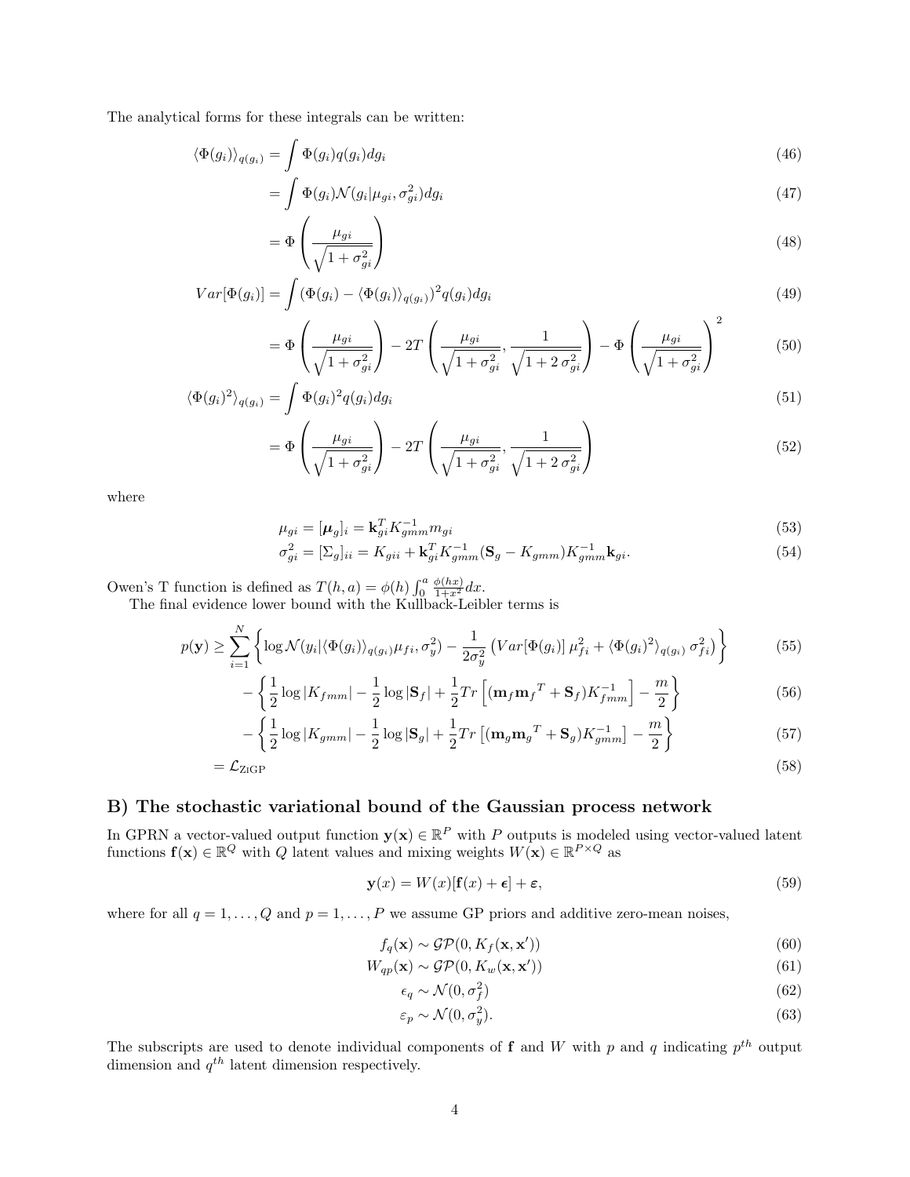The analytical forms for these integrals can be written:

$$\langle \Phi(g_i) \rangle_{q(g_i)} = \int \Phi(g_i) q(g_i) dg_i \tag{46}$$

$$= \int \Phi(g_i) \mathcal{N}(g_i | \mu_{gi}, \sigma_{gi}^2) dg_i \tag{47}$$

$$= \Phi\left( \frac{\mu_{gi}}{\sqrt{1 + \sigma_{gi}^2}} \right) \tag{48}$$

$$Var[\Phi(g_i)] = \int (\Phi(g_i) - \langle \Phi(g_i) \rangle_{q(g_i)})^2 q(g_i) dg_i \tag{49}$$

$$= \Phi\left( \frac{\mu_{gi}}{\sqrt{1 + \sigma_{gi}^2}} \right) - 2T\left( \frac{\mu_{gi}}{\sqrt{1 + \sigma_{gi}^2}}, \frac{1}{\sqrt{1 + 2\,\sigma_{gi}^2}} \right) - \Phi\left( \frac{\mu_{gi}}{\sqrt{1 + \sigma_{gi}^2}} \right)^2 \tag{50}$$

$$\langle \Phi(g_i)^2 \rangle_{q(g_i)} = \int \Phi(g_i)^2 q(g_i) dg_i \tag{51}$$

$$= \Phi\left( \frac{\mu_{gi}}{\sqrt{1 + \sigma_{gi}^2}} \right) - 2T\left( \frac{\mu_{gi}}{\sqrt{1 + \sigma_{gi}^2}}, \frac{1}{\sqrt{1 + 2\,\sigma_{gi}^2}} \right) \tag{52}$$

where

$$\mu_{gi} = [\boldsymbol{\mu}_g]_i = \mathbf{k}_{gi}^T K_{gmm}^{-1} m_{gi} \tag{53}$$

$$\sigma_{gi}^2 = [\Sigma_g]_{ii} = K_{gii} + \mathbf{k}_{gi}^T K_{gmm}^{-1} (\mathbf{S}_g - K_{gmm}) K_{gmm}^{-1} \mathbf{k}_{gi}. \tag{54}$$

Owen's T function is defined as $T(h, a) = \phi(h) \int_0^a \frac{\phi(hx)}{1+x^2} dx$.

The final evidence lower bound with the Kullback-Leibler terms is

$$p(\mathbf{y}) \geq \sum_{i=1}^{N} \left\{ \log \mathcal{N}(y_i | \langle \Phi(g_i) \rangle_{q(g_i)} \mu_{fi}, \sigma_y^2) - \frac{1}{2\sigma_y^2} \left( Var[\Phi(g_i)]\, \mu_{fi}^2 + \langle \Phi(g_i)^2 \rangle_{q(g_i)}\, \sigma_{fi}^2 \right) \right\} \tag{55}$$

$$- \left\{ \frac{1}{2} \log |K_{fmm}| - \frac{1}{2} \log |\mathbf{S}_f| + \frac{1}{2} Tr\left[ (\mathbf{m}_f {\mathbf{m}_f}^T + \mathbf{S}_f) K_{fmm}^{-1} \right] - \frac{m}{2} \right\} \tag{56}$$

$$- \left\{ \frac{1}{2} \log |K_{gmm}| - \frac{1}{2} \log |\mathbf{S}_g| + \frac{1}{2} Tr\left[ (\mathbf{m}_g {\mathbf{m}_g}^T + \mathbf{S}_g) K_{gmm}^{-1} \right] - \frac{m}{2} \right\} \tag{57}$$

$$= \mathcal{L}_{\text{ZiGP}} \tag{58}$$

## B) The stochastic variational bound of the Gaussian process network

In GPRN a vector-valued output function $\mathbf{y}(\mathbf{x}) \in \mathbb{R}^P$ with $P$ outputs is modeled using vector-valued latent functions $\mathbf{f}(\mathbf{x}) \in \mathbb{R}^Q$ with $Q$ latent values and mixing weights $W(\mathbf{x}) \in \mathbb{R}^{P \times Q}$ as

$$\mathbf{y}(x) = W(x)[\mathbf{f}(x) + \boldsymbol{\epsilon}] + \boldsymbol{\varepsilon}, \tag{59}$$

where for all $q = 1, \ldots, Q$ and $p = 1, \ldots, P$ we assume GP priors and additive zero-mean noises,

$$f_q(\mathbf{x}) \sim \mathcal{GP}(0, K_f(\mathbf{x}, \mathbf{x}')) \tag{60}$$

$$W_{qp}(\mathbf{x}) \sim \mathcal{GP}(0, K_w(\mathbf{x}, \mathbf{x}')) \tag{61}$$

$$\epsilon_q \sim \mathcal{N}(0, \sigma_f^2) \tag{62}$$

$$\varepsilon_p \sim \mathcal{N}(0, \sigma_y^2). \tag{63}$$

The subscripts are used to denote individual components of $\mathbf{f}$ and $W$ with $p$ and $q$ indicating $p^{th}$ output dimension and $q^{th}$ latent dimension respectively.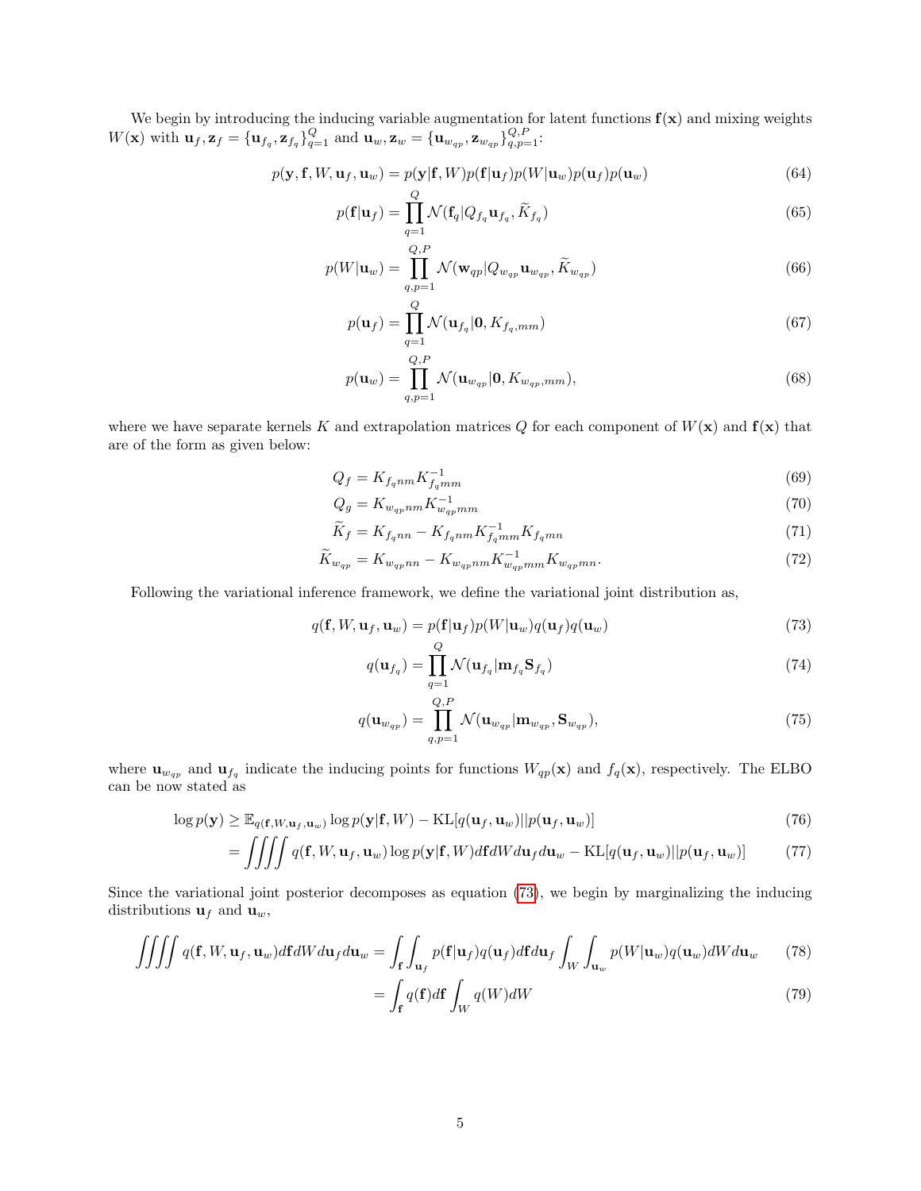We begin by introducing the inducing variable augmentation for latent functions $\mathbf{f}(\mathbf{x})$ and mixing weights $W(\mathbf{x})$ with $\mathbf{u}_f, \mathbf{z}_f = \{\mathbf{u}_{f_q}, \mathbf{z}_{f_q}\}_{q=1}^{Q}$ and $\mathbf{u}_w, \mathbf{z}_w = \{\mathbf{u}_{w_{qp}}, \mathbf{z}_{w_{qp}}\}_{q,p=1}^{Q,P}$:

$$
\begin{aligned}
p(\mathbf{y}, \mathbf{f}, W, \mathbf{u}_f, \mathbf{u}_w) &= p(\mathbf{y}|\mathbf{f}, W)p(\mathbf{f}|\mathbf{u}_f)p(W|\mathbf{u}_w)p(\mathbf{u}_f)p(\mathbf{u}_w) && (64)\\
p(\mathbf{f}|\mathbf{u}_f) &= \prod_{q=1}^{Q} \mathcal{N}(\mathbf{f}_q|Q_{f_q}\mathbf{u}_{f_q}, \widetilde{K}_{f_q}) && (65)\\
p(W|\mathbf{u}_w) &= \prod_{q,p=1}^{Q,P} \mathcal{N}(\mathbf{w}_{qp}|Q_{w_{qp}}\mathbf{u}_{w_{qp}}, \widetilde{K}_{w_{qp}}) && (66)\\
p(\mathbf{u}_f) &= \prod_{q=1}^{Q} \mathcal{N}(\mathbf{u}_{f_q}|\mathbf{0}, K_{f_q,mm}) && (67)\\
p(\mathbf{u}_w) &= \prod_{q,p=1}^{Q,P} \mathcal{N}(\mathbf{u}_{w_{qp}}|\mathbf{0}, K_{w_{qp},mm}), && (68)
\end{aligned}
$$

where we have separate kernels $K$ and extrapolation matrices $Q$ for each component of $W(\mathbf{x})$ and $\mathbf{f}(\mathbf{x})$ that are of the form as given below:

$$
\begin{aligned}
Q_f &= K_{f_q nm} K_{f_q mm}^{-1} && (69)\\
Q_g &= K_{w_{qp} nm} K_{w_{qp} mm}^{-1} && (70)\\
\widetilde{K}_f &= K_{f_q nn} - K_{f_q nm} K_{f_q mm}^{-1} K_{f_q mn} && (71)\\
\widetilde{K}_{w_{qp}} &= K_{w_{qp} nn} - K_{w_{qp} nm} K_{w_{qp} mm}^{-1} K_{w_{qp} mn}. && (72)
\end{aligned}
$$

Following the variational inference framework, we define the variational joint distribution as,

$$
\begin{aligned}
q(\mathbf{f}, W, \mathbf{u}_f, \mathbf{u}_w) &= p(\mathbf{f}|\mathbf{u}_f)p(W|\mathbf{u}_w)q(\mathbf{u}_f)q(\mathbf{u}_w) && (73)\\
q(\mathbf{u}_{f_q}) &= \prod_{q=1}^{Q} \mathcal{N}(\mathbf{u}_{f_q}|\mathbf{m}_{f_q}\mathbf{S}_{f_q}) && (74)\\
q(\mathbf{u}_{w_{qp}}) &= \prod_{q,p=1}^{Q,P} \mathcal{N}(\mathbf{u}_{w_{qp}}|\mathbf{m}_{w_{qp}}, \mathbf{S}_{w_{qp}}), && (75)
\end{aligned}
$$

where $\mathbf{u}_{w_{qp}}$ and $\mathbf{u}_{f_q}$ indicate the inducing points for functions $W_{qp}(\mathbf{x})$ and $f_q(\mathbf{x})$, respectively. The ELBO can be now stated as

$$
\begin{aligned}
\log p(\mathbf{y}) &\geq \mathbb{E}_{q(\mathbf{f}, W, \mathbf{u}_f, \mathbf{u}_w)} \log p(\mathbf{y}|\mathbf{f}, W) - \mathrm{KL}[q(\mathbf{u}_f, \mathbf{u}_w)||p(\mathbf{u}_f, \mathbf{u}_w)] && (76)\\
&= \iiiint q(\mathbf{f}, W, \mathbf{u}_f, \mathbf{u}_w) \log p(\mathbf{y}|\mathbf{f}, W) d\mathbf{f} dW d\mathbf{u}_f d\mathbf{u}_w - \mathrm{KL}[q(\mathbf{u}_f, \mathbf{u}_w)||p(\mathbf{u}_f, \mathbf{u}_w)] && (77)
\end{aligned}
$$

Since the variational joint posterior decomposes as equation (73), we begin by marginalizing the inducing distributions $\mathbf{u}_f$ and $\mathbf{u}_w$,

$$
\begin{aligned}
\iiiint q(\mathbf{f}, W, \mathbf{u}_f, \mathbf{u}_w) d\mathbf{f} dW d\mathbf{u}_f d\mathbf{u}_w &= \int_{\mathbf{f}} \int_{\mathbf{u}_f} p(\mathbf{f}|\mathbf{u}_f) q(\mathbf{u}_f) d\mathbf{f} d\mathbf{u}_f \int_W \int_{\mathbf{u}_w} p(W|\mathbf{u}_w) q(\mathbf{u}_w) dW d\mathbf{u}_w && (78)\\
&= \int_{\mathbf{f}} q(\mathbf{f}) d\mathbf{f} \int_W q(W) dW && (79)
\end{aligned}
$$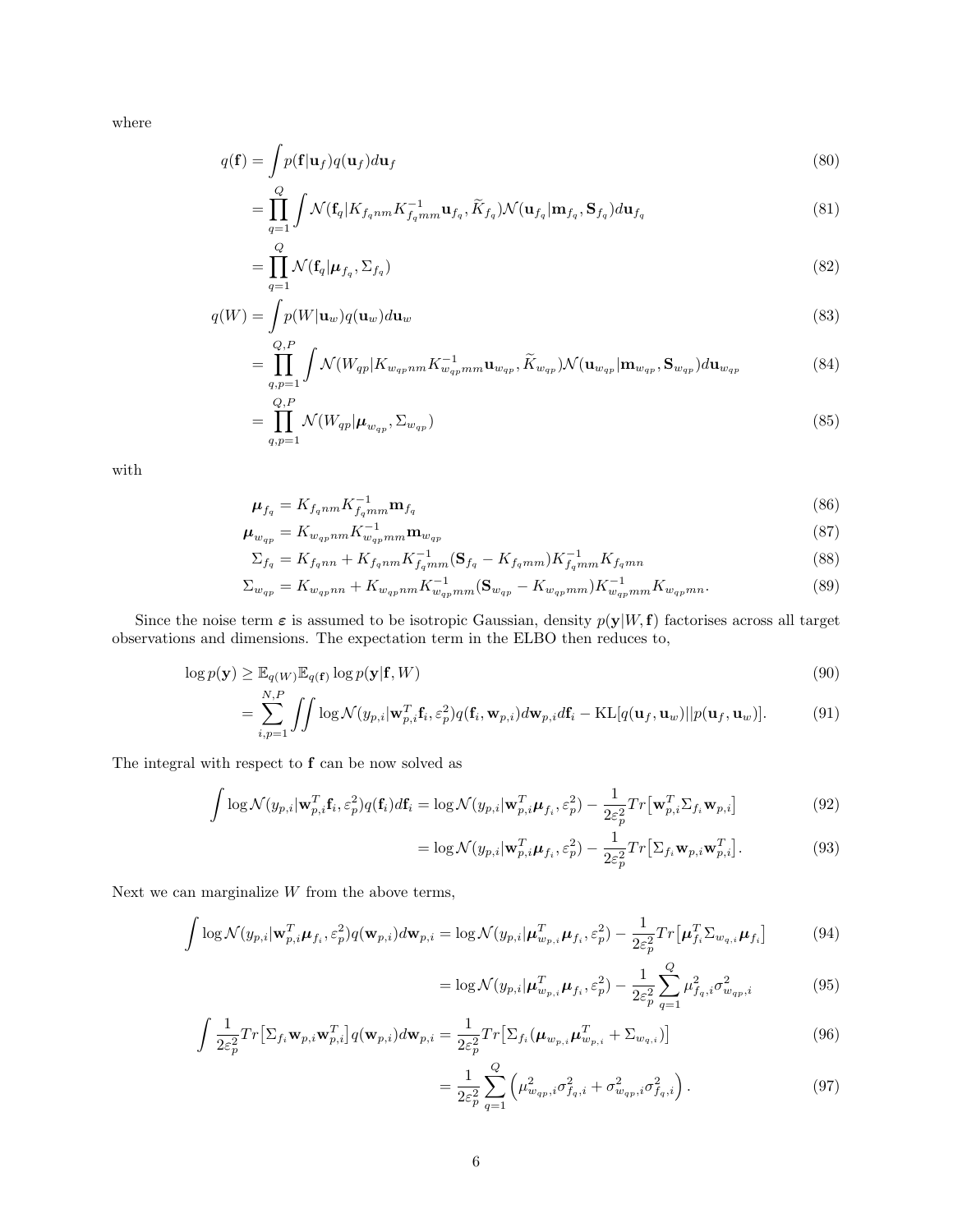where

$$q(\mathbf{f}) = \int p(\mathbf{f}|\mathbf{u}_f)q(\mathbf{u}_f)d\mathbf{u}_f \tag{80}$$

$$= \prod_{q=1}^{Q} \int \mathcal{N}(\mathbf{f}_q|K_{f_q nm}K_{f_q mm}^{-1}\mathbf{u}_{f_q}, \widetilde{K}_{f_q})\mathcal{N}(\mathbf{u}_{f_q}|\mathbf{m}_{f_q}, \mathbf{S}_{f_q})d\mathbf{u}_{f_q} \tag{81}$$

$$= \prod_{q=1}^{Q} \mathcal{N}(\mathbf{f}_q|\boldsymbol{\mu}_{f_q}, \Sigma_{f_q}) \tag{82}$$

$$q(W) = \int p(W|\mathbf{u}_w)q(\mathbf{u}_w)d\mathbf{u}_w \tag{83}$$

$$= \prod_{q,p=1}^{Q,P} \int \mathcal{N}(W_{qp}|K_{w_{qp}nm}K_{w_{qp}mm}^{-1}\mathbf{u}_{w_{qp}}, \widetilde{K}_{w_{qp}})\mathcal{N}(\mathbf{u}_{w_{qp}}|\mathbf{m}_{w_{qp}}, \mathbf{S}_{w_{qp}})d\mathbf{u}_{w_{qp}} \tag{84}$$

$$= \prod_{q,p=1}^{Q,P} \mathcal{N}(W_{qp}|\boldsymbol{\mu}_{w_{qp}}, \Sigma_{w_{qp}}) \tag{85}$$

with

$$\boldsymbol{\mu}_{f_q} = K_{f_q nm}K_{f_q mm}^{-1}\mathbf{m}_{f_q} \tag{86}$$

$$\boldsymbol{\mu}_{w_{qp}} = K_{w_{qp}nm}K_{w_{qp}mm}^{-1}\mathbf{m}_{w_{qp}} \tag{87}$$

$$\Sigma_{f_q} = K_{f_q nn} + K_{f_q nm}K_{f_q mm}^{-1}(\mathbf{S}_{f_q} - K_{f_q mm})K_{f_q mm}^{-1}K_{f_q mn} \tag{88}$$

$$\Sigma_{w_{qp}} = K_{w_{qp}nn} + K_{w_{qp}nm}K_{w_{qp}mm}^{-1}(\mathbf{S}_{w_{qp}} - K_{w_{qp}mm})K_{w_{qp}mm}^{-1}K_{w_{qp}mn}. \tag{89}$$

Since the noise term $\boldsymbol{\varepsilon}$ is assumed to be isotropic Gaussian, density $p(\mathbf{y}|W, \mathbf{f})$ factorises across all target observations and dimensions. The expectation term in the ELBO then reduces to,

$$\log p(\mathbf{y}) \geq \mathbb{E}_{q(W)}\mathbb{E}_{q(\mathbf{f})} \log p(\mathbf{y}|\mathbf{f}, W) \tag{90}$$

$$= \sum_{i,p=1}^{N,P} \iint \log \mathcal{N}(y_{p,i}|\mathbf{w}_{p,i}^T\mathbf{f}_i, \varepsilon_p^2)q(\mathbf{f}_i, \mathbf{w}_{p,i})d\mathbf{w}_{p,i}d\mathbf{f}_i - \mathrm{KL}[q(\mathbf{u}_f, \mathbf{u}_w)||p(\mathbf{u}_f, \mathbf{u}_w)]. \tag{91}$$

The integral with respect to $\mathbf{f}$ can be now solved as

$$\int \log \mathcal{N}(y_{p,i}|\mathbf{w}_{p,i}^T\mathbf{f}_i, \varepsilon_p^2)q(\mathbf{f}_i)d\mathbf{f}_i = \log \mathcal{N}(y_{p,i}|\mathbf{w}_{p,i}^T\boldsymbol{\mu}_{f_i}, \varepsilon_p^2) - \frac{1}{2\varepsilon_p^2}Tr\big[\mathbf{w}_{p,i}^T\Sigma_{f_i}\mathbf{w}_{p,i}\big] \tag{92}$$

$$= \log \mathcal{N}(y_{p,i}|\mathbf{w}_{p,i}^T\boldsymbol{\mu}_{f_i}, \varepsilon_p^2) - \frac{1}{2\varepsilon_p^2}Tr\big[\Sigma_{f_i}\mathbf{w}_{p,i}\mathbf{w}_{p,i}^T\big]. \tag{93}$$

Next we can marginalize $W$ from the above terms,

$$\int \log \mathcal{N}(y_{p,i}|\mathbf{w}_{p,i}^T\boldsymbol{\mu}_{f_i}, \varepsilon_p^2)q(\mathbf{w}_{p,i})d\mathbf{w}_{p,i} = \log \mathcal{N}(y_{p,i}|\boldsymbol{\mu}_{w_{p,i}}^T\boldsymbol{\mu}_{f_i}, \varepsilon_p^2) - \frac{1}{2\varepsilon_p^2}Tr\big[\boldsymbol{\mu}_{f_i}^T\Sigma_{w_{q,i}}\boldsymbol{\mu}_{f_i}\big] \tag{94}$$

$$= \log \mathcal{N}(y_{p,i}|\boldsymbol{\mu}_{w_{p,i}}^T\boldsymbol{\mu}_{f_i}, \varepsilon_p^2) - \frac{1}{2\varepsilon_p^2}\sum_{q=1}^{Q}\mu_{f_q,i}^2\sigma_{w_{qp},i}^2 \tag{95}$$

$$\int \frac{1}{2\varepsilon_p^2}Tr\big[\Sigma_{f_i}\mathbf{w}_{p,i}\mathbf{w}_{p,i}^T\big]q(\mathbf{w}_{p,i})d\mathbf{w}_{p,i} = \frac{1}{2\varepsilon_p^2}Tr\big[\Sigma_{f_i}(\boldsymbol{\mu}_{w_{p,i}}\boldsymbol{\mu}_{w_{p,i}}^T + \Sigma_{w_{q,i}})\big] \tag{96}$$

$$= \frac{1}{2\varepsilon_p^2}\sum_{q=1}^{Q}\left(\mu_{w_{qp},i}^2\sigma_{f_q,i}^2 + \sigma_{w_{qp},i}^2\sigma_{f_q,i}^2\right). \tag{97}$$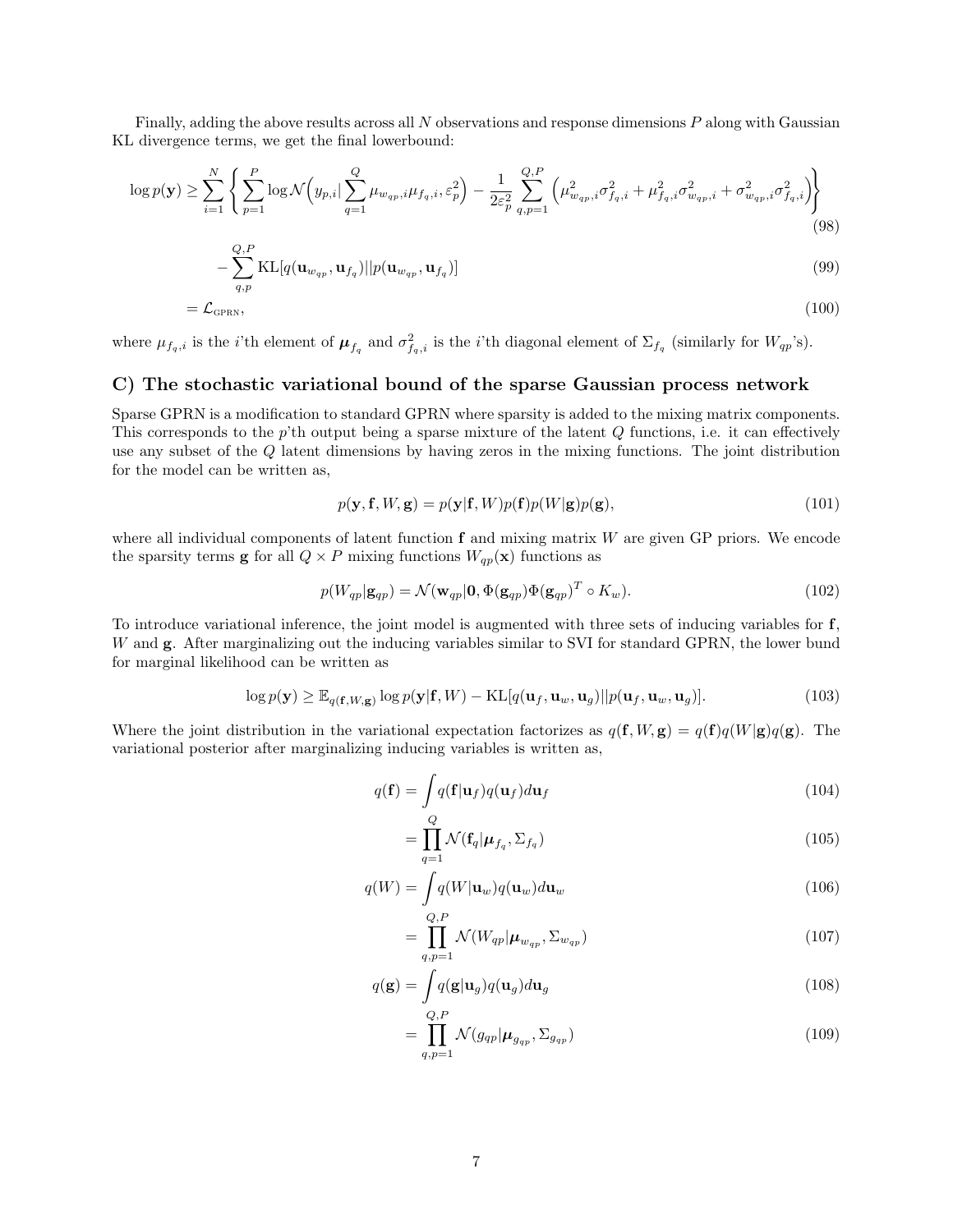Finally, adding the above results across all $N$ observations and response dimensions $P$ along with Gaussian KL divergence terms, we get the final lowerbound:

$$\log p(\mathbf{y}) \geq \sum_{i=1}^{N} \left\{ \sum_{p=1}^{P} \log \mathcal{N}\Big(y_{p,i} | \sum_{q=1}^{Q} \mu_{w_{qp},i} \mu_{f_q,i}, \varepsilon_p^2\Big) - \frac{1}{2\varepsilon_p^2} \sum_{q,p=1}^{Q,P} \Big( \mu_{w_{qp},i}^2 \sigma_{f_q,i}^2 + \mu_{f_q,i}^2 \sigma_{w_{qp},i}^2 + \sigma_{w_{qp},i}^2 \sigma_{f_q,i}^2 \Big) \right\} \tag{98}$$

$$- \sum_{q,p}^{Q,P} \mathrm{KL}[q(\mathbf{u}_{w_{qp}}, \mathbf{u}_{f_q}) || p(\mathbf{u}_{w_{qp}}, \mathbf{u}_{f_q})] \tag{99}$$

$$= \mathcal{L}_{\text{GPRN}}, \tag{100}$$

where $\mu_{f_q,i}$ is the $i$'th element of $\boldsymbol{\mu}_{f_q}$ and $\sigma_{f_q,i}^2$ is the $i$'th diagonal element of $\Sigma_{f_q}$ (similarly for $W_{qp}$'s).

## C) The stochastic variational bound of the sparse Gaussian process network

Sparse GPRN is a modification to standard GPRN where sparsity is added to the mixing matrix components. This corresponds to the $p$'th output being a sparse mixture of the latent $Q$ functions, i.e. it can effectively use any subset of the $Q$ latent dimensions by having zeros in the mixing functions. The joint distribution for the model can be written as,

$$p(\mathbf{y}, \mathbf{f}, W, \mathbf{g}) = p(\mathbf{y}|\mathbf{f}, W) p(\mathbf{f}) p(W|\mathbf{g}) p(\mathbf{g}), \tag{101}$$

where all individual components of latent function $\mathbf{f}$ and mixing matrix $W$ are given GP priors. We encode the sparsity terms $\mathbf{g}$ for all $Q \times P$ mixing functions $W_{qp}(\mathbf{x})$ functions as

$$p(W_{qp}|\mathbf{g}_{qp}) = \mathcal{N}(\mathbf{w}_{qp}|\mathbf{0}, \Phi(\mathbf{g}_{qp})\Phi(\mathbf{g}_{qp})^T \circ K_w). \tag{102}$$

To introduce variational inference, the joint model is augmented with three sets of inducing variables for $\mathbf{f}$, $W$ and $\mathbf{g}$. After marginalizing out the inducing variables similar to SVI for standard GPRN, the lower bund for marginal likelihood can be written as

$$\log p(\mathbf{y}) \geq \mathbb{E}_{q(\mathbf{f}, W, \mathbf{g})} \log p(\mathbf{y}|\mathbf{f}, W) - \mathrm{KL}[q(\mathbf{u}_f, \mathbf{u}_w, \mathbf{u}_g) || p(\mathbf{u}_f, \mathbf{u}_w, \mathbf{u}_g)]. \tag{103}$$

Where the joint distribution in the variational expectation factorizes as $q(\mathbf{f}, W, \mathbf{g}) = q(\mathbf{f})q(W|\mathbf{g})q(\mathbf{g})$. The variational posterior after marginalizing inducing variables is written as,

$$q(\mathbf{f}) = \int q(\mathbf{f}|\mathbf{u}_f) q(\mathbf{u}_f) d\mathbf{u}_f \tag{104}$$

$$= \prod_{q=1}^{Q} \mathcal{N}(\mathbf{f}_q | \boldsymbol{\mu}_{f_q}, \Sigma_{f_q}) \tag{105}$$

$$q(W) = \int q(W|\mathbf{u}_w) q(\mathbf{u}_w) d\mathbf{u}_w \tag{106}$$

$$= \prod_{q,p=1}^{Q,P} \mathcal{N}(W_{qp} | \boldsymbol{\mu}_{w_{qp}}, \Sigma_{w_{qp}}) \tag{107}$$

$$q(\mathbf{g}) = \int q(\mathbf{g}|\mathbf{u}_g) q(\mathbf{u}_g) d\mathbf{u}_g \tag{108}$$

$$= \prod_{q,p=1}^{Q,P} \mathcal{N}(g_{qp} | \boldsymbol{\mu}_{g_{qp}}, \Sigma_{g_{qp}}) \tag{109}$$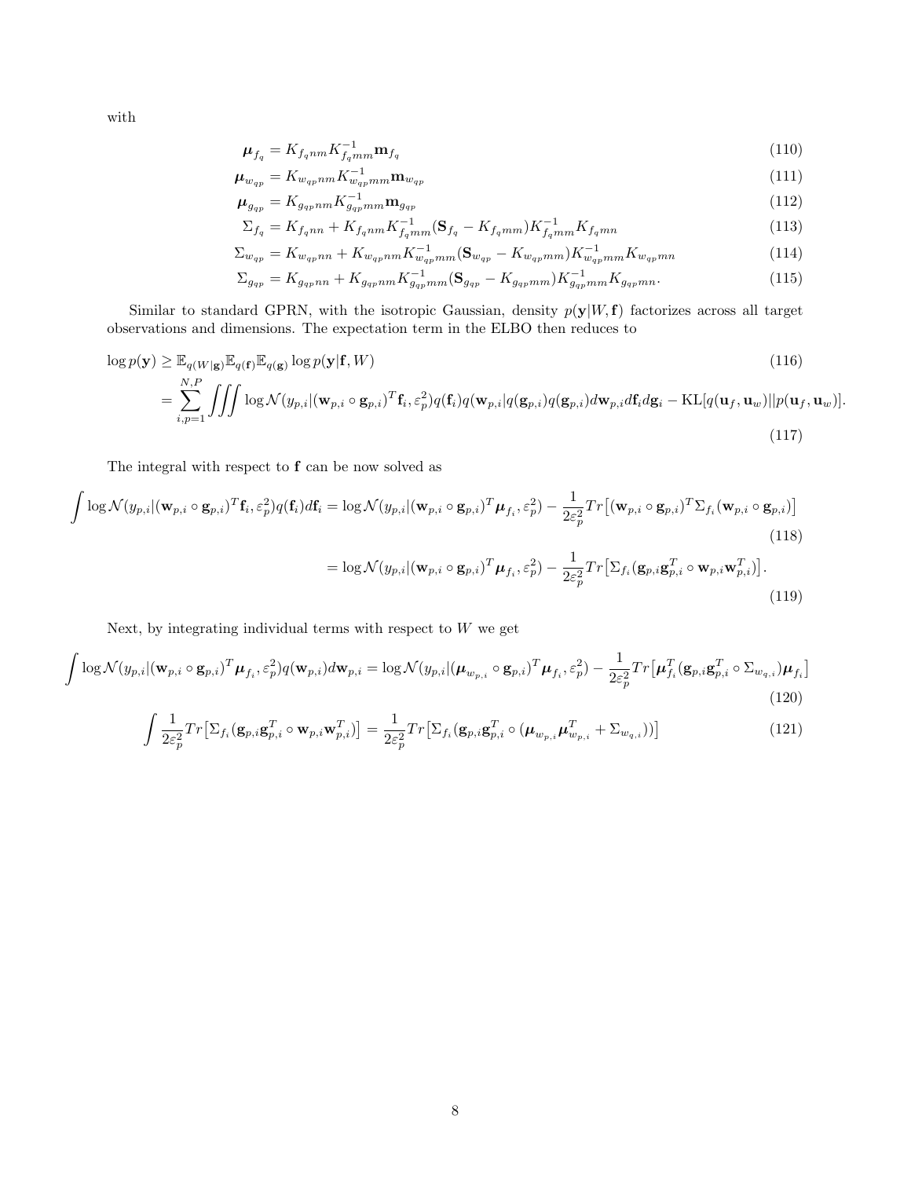with

$$\boldsymbol{\mu}_{f_q} = K_{f_q nm} K_{f_q mm}^{-1} \mathbf{m}_{f_q} \tag{110}$$

$$\boldsymbol{\mu}_{w_{qp}} = K_{w_{qp} nm} K_{w_{qp} mm}^{-1} \mathbf{m}_{w_{qp}} \tag{111}$$

$$\boldsymbol{\mu}_{g_{qp}} = K_{g_{qp} nm} K_{g_{qp} mm}^{-1} \mathbf{m}_{g_{qp}} \tag{112}$$

$$\Sigma_{f_q} = K_{f_q nn} + K_{f_q nm} K_{f_q mm}^{-1} (\mathbf{S}_{f_q} - K_{f_q mm}) K_{f_q mm}^{-1} K_{f_q mn} \tag{113}$$

$$\Sigma_{w_{qp}} = K_{w_{qp} nn} + K_{w_{qp} nm} K_{w_{qp} mm}^{-1} (\mathbf{S}_{w_{qp}} - K_{w_{qp} mm}) K_{w_{qp} mm}^{-1} K_{w_{qp} mn} \tag{114}$$

$$\Sigma_{g_{qp}} = K_{g_{qp} nn} + K_{g_{qp} nm} K_{g_{qp} mm}^{-1} (\mathbf{S}_{g_{qp}} - K_{g_{qp} mm}) K_{g_{qp} mm}^{-1} K_{g_{qp} mn}. \tag{115}$$

Similar to standard GPRN, with the isotropic Gaussian, density $p(\mathbf{y}|W, \mathbf{f})$ factorizes across all target observations and dimensions. The expectation term in the ELBO then reduces to

$$\log p(\mathbf{y}) \geq \mathbb{E}_{q(W|\mathbf{g})} \mathbb{E}_{q(\mathbf{f})} \mathbb{E}_{q(\mathbf{g})} \log p(\mathbf{y}|\mathbf{f}, W) \tag{116}$$

$$= \sum_{i,p=1}^{N,P} \iiint \log \mathcal{N}(y_{p,i} | (\mathbf{w}_{p,i} \circ \mathbf{g}_{p,i})^T \mathbf{f}_i, \varepsilon_p^2) q(\mathbf{f}_i) q(\mathbf{w}_{p,i} | q(\mathbf{g}_{p,i}) q(\mathbf{g}_{p,i}) d\mathbf{w}_{p,i} d\mathbf{f}_i d\mathbf{g}_i - \mathrm{KL}[q(\mathbf{u}_f, \mathbf{u}_w) || p(\mathbf{u}_f, \mathbf{u}_w)]. \tag{117}$$

The integral with respect to $\mathbf{f}$ can be now solved as

$$\int \log \mathcal{N}(y_{p,i} | (\mathbf{w}_{p,i} \circ \mathbf{g}_{p,i})^T \mathbf{f}_i, \varepsilon_p^2) q(\mathbf{f}_i) d\mathbf{f}_i = \log \mathcal{N}(y_{p,i} | (\mathbf{w}_{p,i} \circ \mathbf{g}_{p,i})^T \boldsymbol{\mu}_{f_i}, \varepsilon_p^2) - \frac{1}{2\varepsilon_p^2} Tr\big[(\mathbf{w}_{p,i} \circ \mathbf{g}_{p,i})^T \Sigma_{f_i} (\mathbf{w}_{p,i} \circ \mathbf{g}_{p,i})\big] \tag{118}$$

$$= \log \mathcal{N}(y_{p,i} | (\mathbf{w}_{p,i} \circ \mathbf{g}_{p,i})^T \boldsymbol{\mu}_{f_i}, \varepsilon_p^2) - \frac{1}{2\varepsilon_p^2} Tr\big[\Sigma_{f_i} (\mathbf{g}_{p,i} \mathbf{g}_{p,i}^T \circ \mathbf{w}_{p,i} \mathbf{w}_{p,i}^T)\big]. \tag{119}$$

Next, by integrating individual terms with respect to $W$ we get

$$\int \log \mathcal{N}(y_{p,i} | (\mathbf{w}_{p,i} \circ \mathbf{g}_{p,i})^T \boldsymbol{\mu}_{f_i}, \varepsilon_p^2) q(\mathbf{w}_{p,i}) d\mathbf{w}_{p,i} = \log \mathcal{N}(y_{p,i} | (\boldsymbol{\mu}_{w_{p,i}} \circ \mathbf{g}_{p,i})^T \boldsymbol{\mu}_{f_i}, \varepsilon_p^2) - \frac{1}{2\varepsilon_p^2} Tr\big[\boldsymbol{\mu}_{f_i}^T (\mathbf{g}_{p,i} \mathbf{g}_{p,i}^T \circ \Sigma_{w_{q,i}}) \boldsymbol{\mu}_{f_i}\big] \tag{120}$$

$$\int \frac{1}{2\varepsilon_p^2} Tr\big[\Sigma_{f_i} (\mathbf{g}_{p,i} \mathbf{g}_{p,i}^T \circ \mathbf{w}_{p,i} \mathbf{w}_{p,i}^T)\big] = \frac{1}{2\varepsilon_p^2} Tr\big[\Sigma_{f_i} (\mathbf{g}_{p,i} \mathbf{g}_{p,i}^T \circ (\boldsymbol{\mu}_{w_{p,i}} \boldsymbol{\mu}_{w_{p,i}}^T + \Sigma_{w_{q,i}}))\big] \tag{121}$$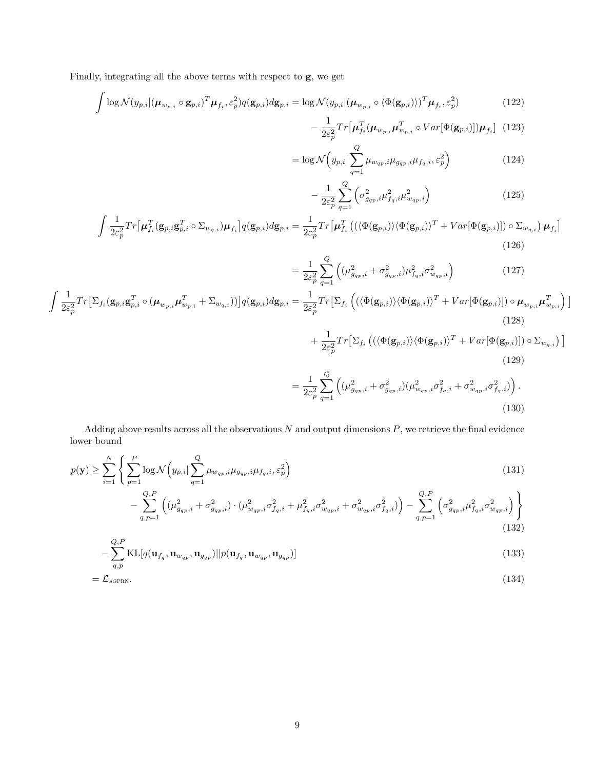Finally, integrating all the above terms with respect to $\mathbf{g}$, we get

$$
\begin{aligned}
\int \log \mathcal{N}(y_{p,i}|(\boldsymbol{\mu}_{w_{p,i}} \circ \mathbf{g}_{p,i})^T \boldsymbol{\mu}_{f_i}, \varepsilon_p^2) q(\mathbf{g}_{p,i}) d\mathbf{g}_{p,i} &= \log \mathcal{N}(y_{p,i}|(\boldsymbol{\mu}_{w_{p,i}} \circ \langle \Phi(\mathbf{g}_{p,i}) \rangle)^T \boldsymbol{\mu}_{f_i}, \varepsilon_p^2) && (122) \\
&\quad - \frac{1}{2\varepsilon_p^2} Tr\big[\boldsymbol{\mu}_{f_i}^T (\boldsymbol{\mu}_{w_{p,i}} \boldsymbol{\mu}_{w_{p,i}}^T \circ Var[\Phi(\mathbf{g}_{p,i})]) \boldsymbol{\mu}_{f_i}\big] && (123) \\
&= \log \mathcal{N}\Big(y_{p,i}| \sum_{q=1}^{Q} \mu_{w_{qp},i} \mu_{g_{qp},i} \mu_{f_q,i}, \varepsilon_p^2\Big) && (124) \\
&\quad - \frac{1}{2\varepsilon_p^2} \sum_{q=1}^{Q} \Big(\sigma_{g_{qp},i}^2 \mu_{f_q,i}^2 \mu_{w_{qp},i}^2\Big) && (125)
\end{aligned}
$$

$$
\begin{aligned}
\int \frac{1}{2\varepsilon_p^2} Tr\big[\boldsymbol{\mu}_{f_i}^T (\mathbf{g}_{p,i} \mathbf{g}_{p,i}^T \circ \Sigma_{w_{q,i}}) \boldsymbol{\mu}_{f_i}\big] q(\mathbf{g}_{p,i}) d\mathbf{g}_{p,i} &= \frac{1}{2\varepsilon_p^2} Tr\big[\boldsymbol{\mu}_{f_i}^T \left((\langle \Phi(\mathbf{g}_{p,i}) \rangle \langle \Phi(\mathbf{g}_{p,i}) \rangle^T + Var[\Phi(\mathbf{g}_{p,i})]) \circ \Sigma_{w_{q,i}}\right) \boldsymbol{\mu}_{f_i}\big] && (126) \\
&= \frac{1}{2\varepsilon_p^2} \sum_{q=1}^{Q} \Big((\mu_{g_{qp},i}^2 + \sigma_{g_{qp},i}^2) \mu_{f_q,i}^2 \sigma_{w_{qp},i}^2\Big) && (127)
\end{aligned}
$$

$$
\begin{aligned}
\int \frac{1}{2\varepsilon_p^2} Tr\big[\Sigma_{f_i} (\mathbf{g}_{p,i} \mathbf{g}_{p,i}^T \circ (\boldsymbol{\mu}_{w_{p,i}} \boldsymbol{\mu}_{w_{p,i}}^T + \Sigma_{w_{q,i}}))\big] q(\mathbf{g}_{p,i}) d\mathbf{g}_{p,i} &= \frac{1}{2\varepsilon_p^2} Tr\big[\Sigma_{f_i} \left((\langle \Phi(\mathbf{g}_{p,i}) \rangle \langle \Phi(\mathbf{g}_{p,i}) \rangle^T + Var[\Phi(\mathbf{g}_{p,i})]) \circ \boldsymbol{\mu}_{w_{p,i}} \boldsymbol{\mu}_{w_{p,i}}^T\right)\big] && (128) \\
&\quad + \frac{1}{2\varepsilon_p^2} Tr\big[\Sigma_{f_i} \left((\langle \Phi(\mathbf{g}_{p,i}) \rangle \langle \Phi(\mathbf{g}_{p,i}) \rangle^T + Var[\Phi(\mathbf{g}_{p,i})]) \circ \Sigma_{w_{q,i}}\right)\big] && (129) \\
&= \frac{1}{2\varepsilon_p^2} \sum_{q=1}^{Q} \Big((\mu_{g_{qp},i}^2 + \sigma_{g_{qp},i}^2)(\mu_{w_{qp},i}^2 \sigma_{f_q,i}^2 + \sigma_{w_{qp},i}^2 \sigma_{f_q,i}^2)\Big). && (130)
\end{aligned}
$$

Adding above results across all the observations $N$ and output dimensions $P$, we retrieve the final evidence lower bound

$$
\begin{aligned}
p(\mathbf{y}) \geq \sum_{i=1}^{N} \Bigg\{ & \sum_{p=1}^{P} \log \mathcal{N}\Big(y_{p,i}| \sum_{q=1}^{Q} \mu_{w_{qp},i} \mu_{g_{qp},i} \mu_{f_q,i}, \varepsilon_p^2\Big) && (131) \\
& - \sum_{q,p=1}^{Q,P} \Big((\mu_{g_{qp},i}^2 + \sigma_{g_{qp},i}^2) \cdot (\mu_{w_{qp},i}^2 \sigma_{f_q,i}^2 + \mu_{f_q,i}^2 \sigma_{w_{qp},i}^2 + \sigma_{w_{qp},i}^2 \sigma_{f_q,i}^2)\Big) - \sum_{q,p=1}^{Q,P} \Big(\sigma_{g_{qp},i}^2 \mu_{f_q,i}^2 \sigma_{w_{qp},i}^2\Big) \Bigg\} && (132) \\
& - \sum_{q,p}^{Q,P} \mathrm{KL}[q(\mathbf{u}_{f_q}, \mathbf{u}_{w_{qp}}, \mathbf{u}_{g_{qp}}) || p(\mathbf{u}_{f_q}, \mathbf{u}_{w_{qp}}, \mathbf{u}_{g_{qp}})] && (133) \\
= \; & \mathcal{L}_{s\text{GPRN}}. && (134)
\end{aligned}
$$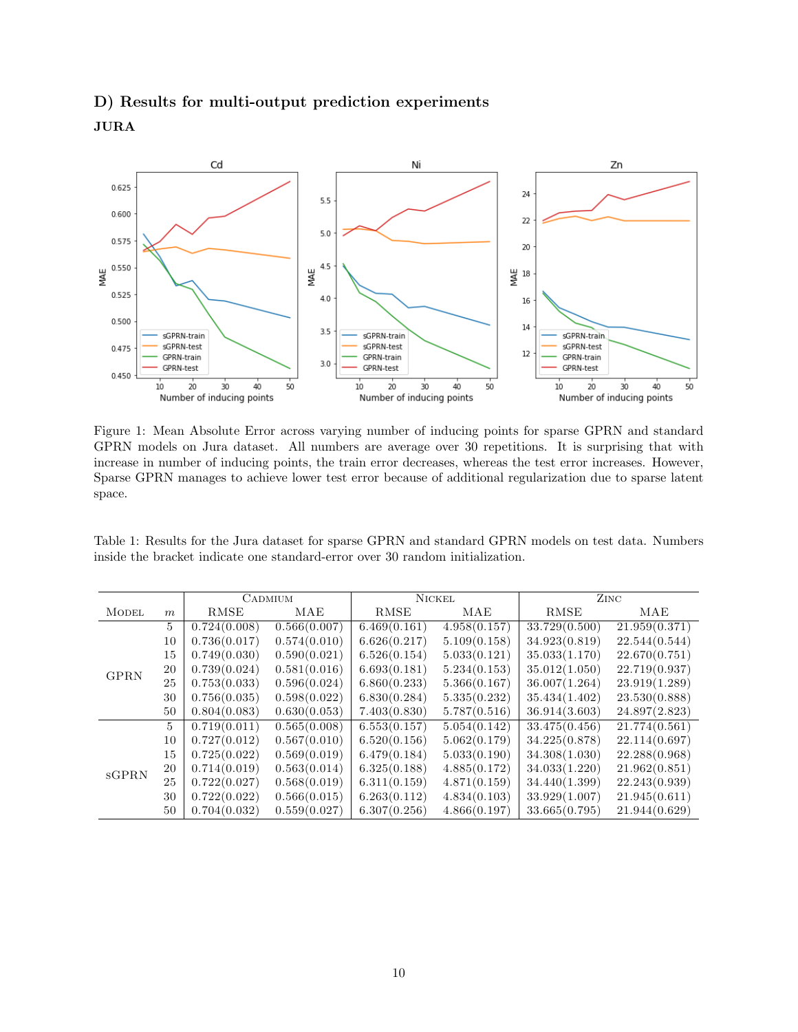## D) Results for multi-output prediction experiments

### JURA

Figure 1: Mean Absolute Error across varying number of inducing points for sparse GPRN and standard GPRN models on Jura dataset. All numbers are average over 30 repetitions. It is surprising that with increase in number of inducing points, the train error decreases, whereas the test error increases. However, Sparse GPRN manages to achieve lower test error because of additional regularization due to sparse latent space.

Table 1: Results for the Jura dataset for sparse GPRN and standard GPRN models on test data. Numbers inside the bracket indicate one standard-error over 30 random initialization.

| Model | $m$ | Cadmium | | Nickel | | Zinc | |
|---|---|---|---|---|---|---|---|
| | | RMSE | MAE | RMSE | MAE | RMSE | MAE |
| GPRN | 5 | 0.724(0.008) | 0.566(0.007) | 6.469(0.161) | 4.958(0.157) | 33.729(0.500) | 21.959(0.371) |
| | 10 | 0.736(0.017) | 0.574(0.010) | 6.626(0.217) | 5.109(0.158) | 34.923(0.819) | 22.544(0.544) |
| | 15 | 0.749(0.030) | 0.590(0.021) | 6.526(0.154) | 5.033(0.121) | 35.033(1.170) | 22.670(0.751) |
| | 20 | 0.739(0.024) | 0.581(0.016) | 6.693(0.181) | 5.234(0.153) | 35.012(1.050) | 22.719(0.937) |
| | 25 | 0.753(0.033) | 0.596(0.024) | 6.860(0.233) | 5.366(0.167) | 36.007(1.264) | 23.919(1.289) |
| | 30 | 0.756(0.035) | 0.598(0.022) | 6.830(0.284) | 5.335(0.232) | 35.434(1.402) | 23.530(0.888) |
| | 50 | 0.804(0.083) | 0.630(0.053) | 7.403(0.830) | 5.787(0.516) | 36.914(3.603) | 24.897(2.823) |
| sGPRN | 5 | 0.719(0.011) | 0.565(0.008) | 6.553(0.157) | 5.054(0.142) | 33.475(0.456) | 21.774(0.561) |
| | 10 | 0.727(0.012) | 0.567(0.010) | 6.520(0.156) | 5.062(0.179) | 34.225(0.878) | 22.114(0.697) |
| | 15 | 0.725(0.022) | 0.569(0.019) | 6.479(0.184) | 5.033(0.190) | 34.308(1.030) | 22.288(0.968) |
| | 20 | 0.714(0.019) | 0.563(0.014) | 6.325(0.188) | 4.885(0.172) | 34.033(1.220) | 21.962(0.851) |
| | 25 | 0.722(0.027) | 0.568(0.019) | 6.311(0.159) | 4.871(0.159) | 34.440(1.399) | 22.243(0.939) |
| | 30 | 0.722(0.022) | 0.566(0.015) | 6.263(0.112) | 4.834(0.103) | 33.929(1.007) | 21.945(0.611) |
| | 50 | 0.704(0.032) | 0.559(0.027) | 6.307(0.256) | 4.866(0.197) | 33.665(0.795) | 21.944(0.629) |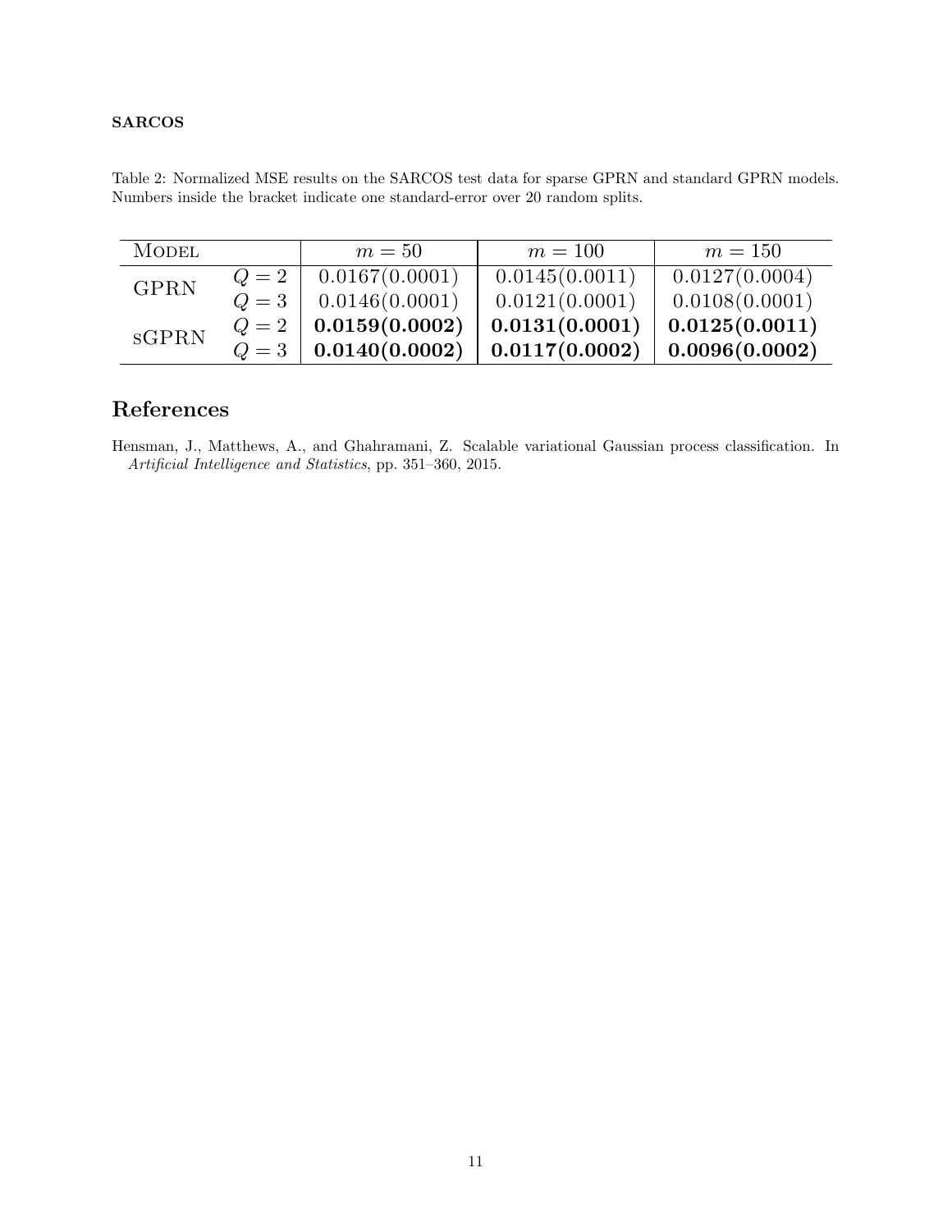**SARCOS**

Table 2: Normalized MSE results on the SARCOS test data for sparse GPRN and standard GPRN models. Numbers inside the bracket indicate one standard-error over 20 random splits.

| Model | | $m = 50$ | $m = 100$ | $m = 150$ |
|---|---|---|---|---|
| GPRN | $Q = 2$ | 0.0167(0.0001) | 0.0145(0.0011) | 0.0127(0.0004) |
| | $Q = 3$ | 0.0146(0.0001) | 0.0121(0.0001) | 0.0108(0.0001) |
| sGPRN | $Q = 2$ | **0.0159(0.0002)** | **0.0131(0.0001)** | **0.0125(0.0011)** |
| | $Q = 3$ | **0.0140(0.0002)** | **0.0117(0.0002)** | **0.0096(0.0002)** |

## References

Hensman, J., Matthews, A., and Ghahramani, Z. Scalable variational Gaussian process classification. In *Artificial Intelligence and Statistics*, pp. 351–360, 2015.